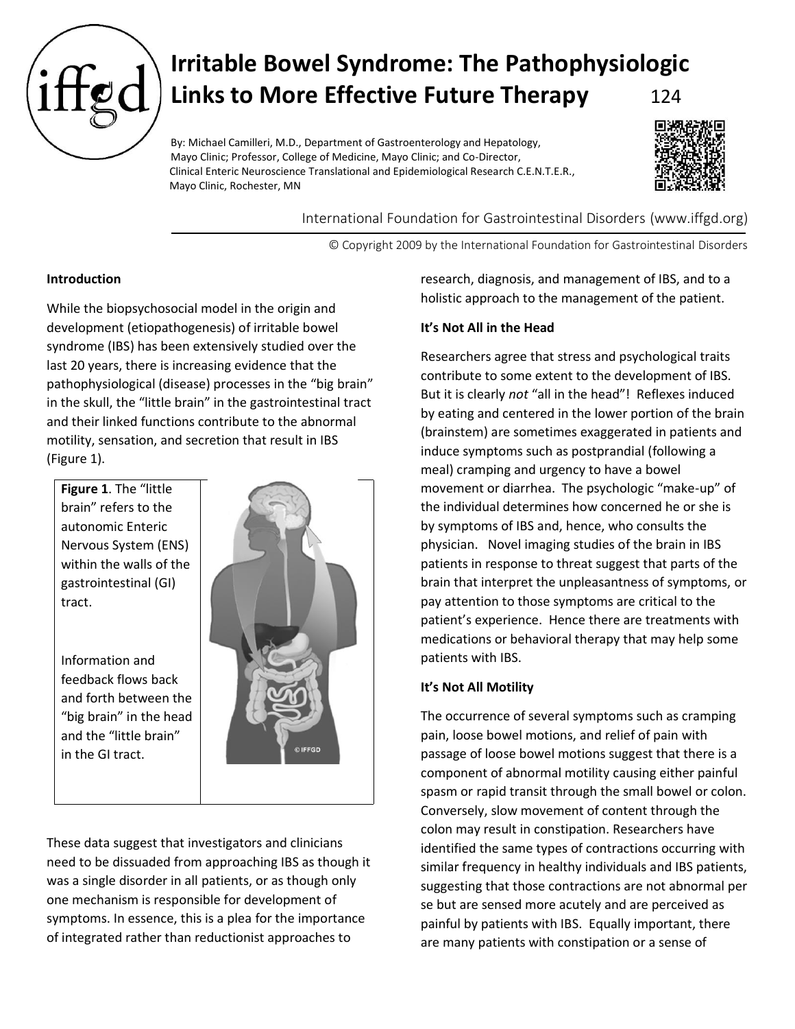# Irritable Bowel Syndrome: The Pathophysiologic Links to More Effective Future Therapy

124

By: Michael Camilleri, M.D., Department of Gastroenterology and Hepatology, Mayo Clinic; Professor, College of Medicine, Mayo Clinic; and Co-Director, Clinical Enteric Neuroscience Translational and Epidemiological Research C.E.N.T.E.R., Mayo Clinic, Rochester, MN

International Foundation for Gastrointestinal Disorders (www.iffgd.org)

© Copyright 2009 by the International Foundation for Gastrointestinal Disorders

**Introduction**

While the biopsychosocial model in the origin and development (etiopathogenesis) of irritable bowel syndrome (IBS) has been extensively studied over the last 20 years, there is increasing evidence that the pathophysiological (disease) processes in the "big brain" in the skull, the "little brain" in the gastrointestinal tract and their linked functions contribute to the abnormal motility, sensation, and secretion that result in IBS (Figure 1).

**Figure 1**. The "little brain" refers to the autonomic Enteric Nervous System (ENS) within the walls of the gastrointestinal (GI) tract.

Information and feedback flows back and forth between the "big brain" in the head and the "little brain" in the GI tract.

These data suggest that investigators and clinicians need to be dissuaded from approaching IBS as though it was a single disorder in all patients, or as though only one mechanism is responsible for development of symptoms. In essence, this is a plea for the importance of integrated rather than reductionist approaches to research, diagnosis, and management of IBS, and to a holistic approach to the management of the patient.

**It's Not All in the Head**

Researchers agree that stress and psychological traits contribute to some extent to the development of IBS. But it is clearly *not* "all in the head"! Reflexes induced by eating and centered in the lower portion of the brain (brainstem) are sometimes exaggerated in patients and induce symptoms such as postprandial (following a meal) cramping and urgency to have a bowel movement or diarrhea. The psychologic "make-up" of the individual determines how concerned he or she is by symptoms of IBS and, hence, who consults the physician. Novel imaging studies of the brain in IBS patients in response to threat suggest that parts of the brain that interpret the unpleasantness of symptoms, or pay attention to those symptoms are critical to the patient's experience. Hence there are treatments with medications or behavioral therapy that may help some patients with IBS.

**It's Not All Motility**

The occurrence of several symptoms such as cramping pain, loose bowel motions, and relief of pain with passage of loose bowel motions suggest that there is a component of abnormal motility causing either painful spasm or rapid transit through the small bowel or colon. Conversely, slow movement of content through the colon may result in constipation. Researchers have identified the same types of contractions occurring with similar frequency in healthy individuals and IBS patients, suggesting that those contractions are not abnormal per se but are sensed more acutely and are perceived as painful by patients with IBS. Equally important, there are many patients with constipation or a sense of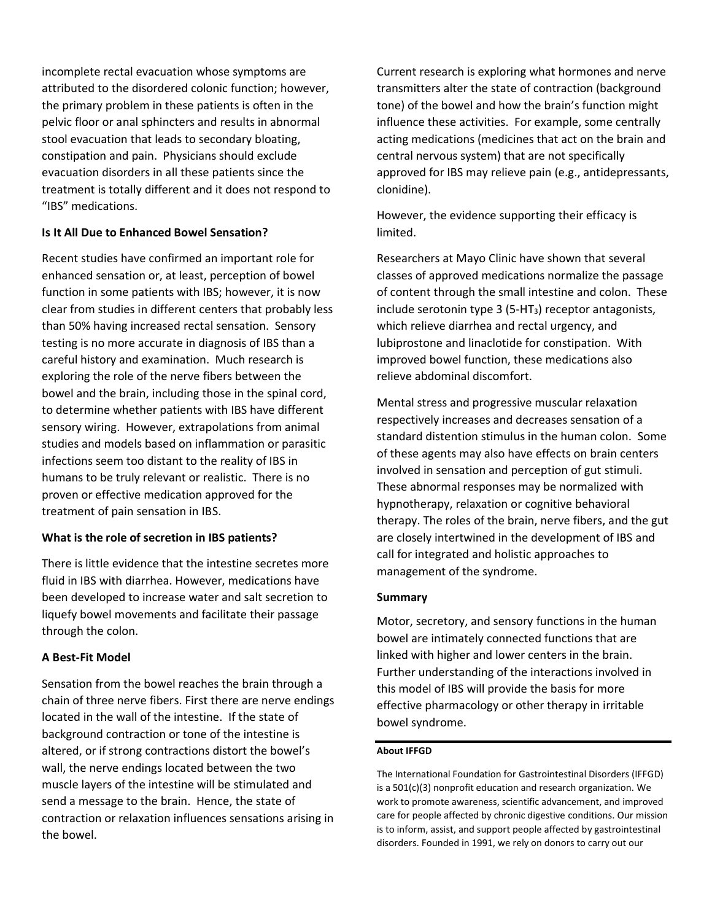incomplete rectal evacuation whose symptoms are attributed to the disordered colonic function; however, the primary problem in these patients is often in the pelvic floor or anal sphincters and results in abnormal stool evacuation that leads to secondary bloating, constipation and pain. Physicians should exclude evacuation disorders in all these patients since the treatment is totally different and it does not respond to "IBS" medications.

### Is It All Due to Enhanced Bowel Sensation?

Recent studies have confirmed an important role for enhanced sensation or, at least, perception of bowel function in some patients with IBS; however, it is now clear from studies in different centers that probably less than 50% having increased rectal sensation. Sensory testing is no more accurate in diagnosis of IBS than a careful history and examination. Much research is exploring the role of the nerve fibers between the bowel and the brain, including those in the spinal cord, to determine whether patients with IBS have different sensory wiring. However, extrapolations from animal studies and models based on inflammation or parasitic infections seem too distant to the reality of IBS in humans to be truly relevant or realistic. There is no proven or effective medication approved for the treatment of pain sensation in IBS.

### What is the role of secretion in IBS patients?

There is little evidence that the intestine secretes more fluid in IBS with diarrhea. However, medications have been developed to increase water and salt secretion to liquefy bowel movements and facilitate their passage through the colon.

### A Best-Fit Model

Sensation from the bowel reaches the brain through a chain of three nerve fibers. First there are nerve endings located in the wall of the intestine. If the state of background contraction or tone of the intestine is altered, or if strong contractions distort the bowel's wall, the nerve endings located between the two muscle layers of the intestine will be stimulated and send a message to the brain. Hence, the state of contraction or relaxation influences sensations arising in the bowel.

Current research is exploring what hormones and nerve transmitters alter the state of contraction (background tone) of the bowel and how the brain's function might influence these activities. For example, some centrally acting medications (medicines that act on the brain and central nervous system) that are not specifically approved for IBS may relieve pain (e.g., antidepressants, clonidine).

However, the evidence supporting their efficacy is limited.

Researchers at Mayo Clinic have shown that several classes of approved medications normalize the passage of content through the small intestine and colon. These include serotonin type 3 (5-$HT_3$) receptor antagonists, which relieve diarrhea and rectal urgency, and lubiprostone and linaclotide for constipation. With improved bowel function, these medications also relieve abdominal discomfort.

Mental stress and progressive muscular relaxation respectively increases and decreases sensation of a standard distention stimulus in the human colon. Some of these agents may also have effects on brain centers involved in sensation and perception of gut stimuli. These abnormal responses may be normalized with hypnotherapy, relaxation or cognitive behavioral therapy. The roles of the brain, nerve fibers, and the gut are closely intertwined in the development of IBS and call for integrated and holistic approaches to management of the syndrome.

### Summary

Motor, secretory, and sensory functions in the human bowel are intimately connected functions that are linked with higher and lower centers in the brain. Further understanding of the interactions involved in this model of IBS will provide the basis for more effective pharmacology or other therapy in irritable bowel syndrome.

---

**About IFFGD**

The International Foundation for Gastrointestinal Disorders (IFFGD) is a 501(c)(3) nonprofit education and research organization. We work to promote awareness, scientific advancement, and improved care for people affected by chronic digestive conditions. Our mission is to inform, assist, and support people affected by gastrointestinal disorders. Founded in 1991, we rely on donors to carry out our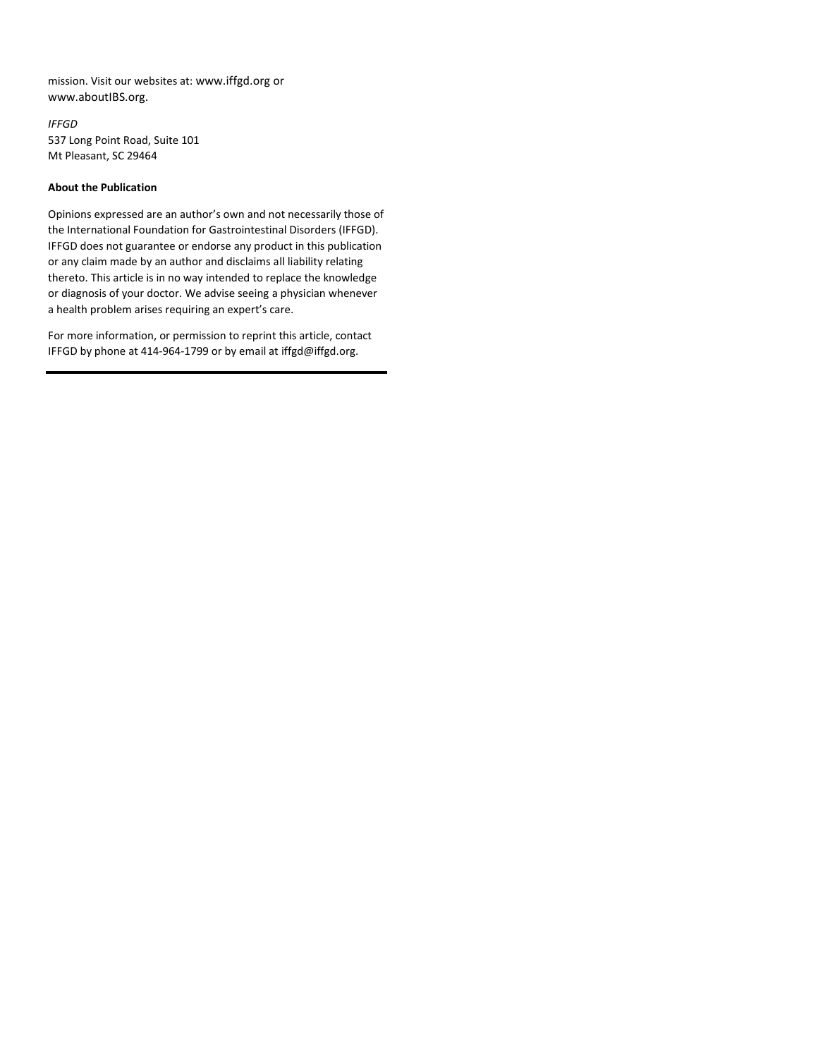mission. Visit our websites at: www.iffgd.org or www.aboutIBS.org.

*IFFGD*
537 Long Point Road, Suite 101
Mt Pleasant, SC 29464

**About the Publication**

Opinions expressed are an author's own and not necessarily those of the International Foundation for Gastrointestinal Disorders (IFFGD). IFFGD does not guarantee or endorse any product in this publication or any claim made by an author and disclaims all liability relating thereto. This article is in no way intended to replace the knowledge or diagnosis of your doctor. We advise seeing a physician whenever a health problem arises requiring an expert's care.

For more information, or permission to reprint this article, contact IFFGD by phone at 414-964-1799 or by email at iffgd@iffgd.org.